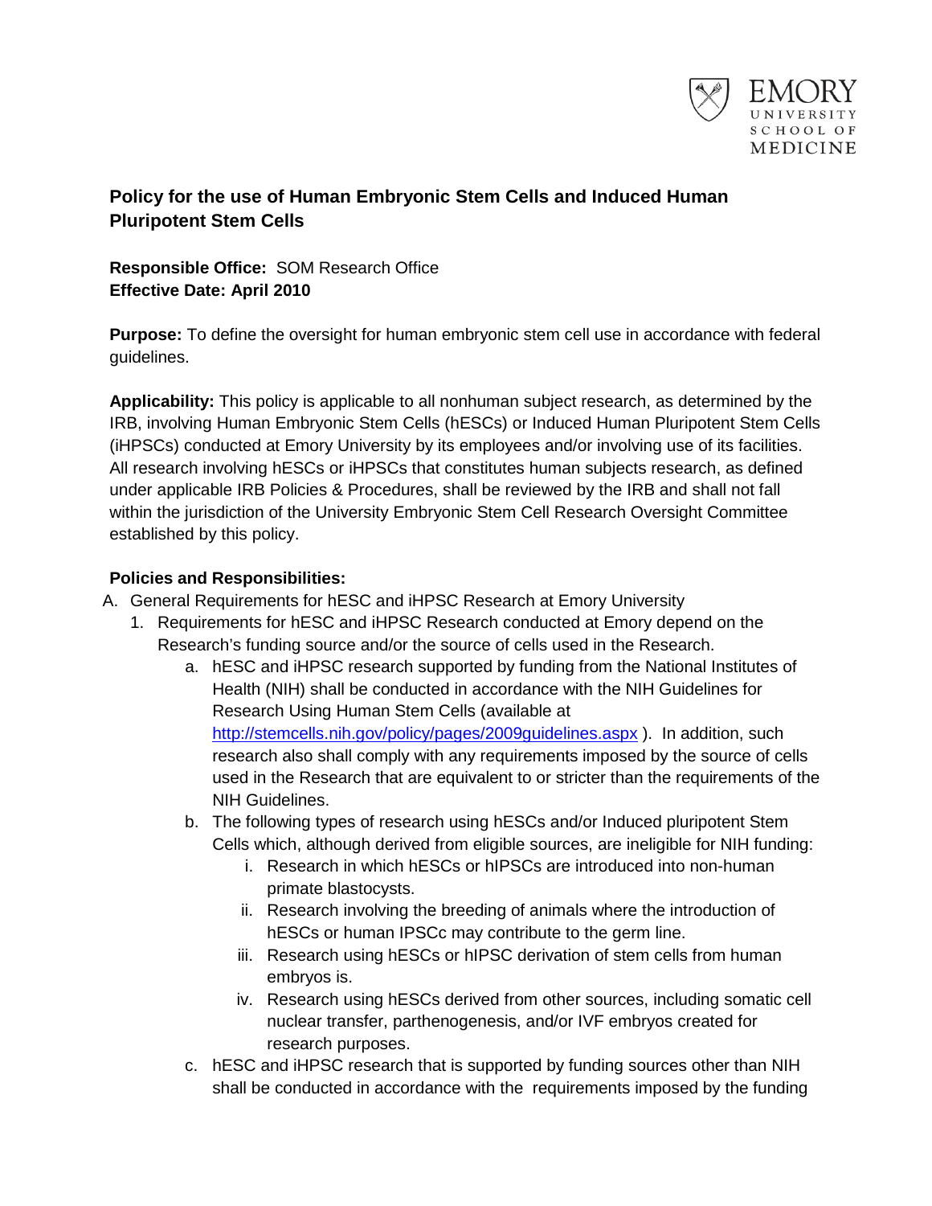# Policy for the use of Human Embryonic Stem Cells and Induced Human Pluripotent Stem Cells

**Responsible Office:** SOM Research Office
**Effective Date: April 2010**

**Purpose:** To define the oversight for human embryonic stem cell use in accordance with federal guidelines.

**Applicability:** This policy is applicable to all nonhuman subject research, as determined by the IRB, involving Human Embryonic Stem Cells (hESCs) or Induced Human Pluripotent Stem Cells (iHPSCs) conducted at Emory University by its employees and/or involving use of its facilities. All research involving hESCs or iHPSCs that constitutes human subjects research, as defined under applicable IRB Policies & Procedures, shall be reviewed by the IRB and shall not fall within the jurisdiction of the University Embryonic Stem Cell Research Oversight Committee established by this policy.

**Policies and Responsibilities:**

A. General Requirements for hESC and iHPSC Research at Emory University
   1. Requirements for hESC and iHPSC Research conducted at Emory depend on the Research's funding source and/or the source of cells used in the Research.
      a. hESC and iHPSC research supported by funding from the National Institutes of Health (NIH) shall be conducted in accordance with the NIH Guidelines for Research Using Human Stem Cells (available at http://stemcells.nih.gov/policy/pages/2009guidelines.aspx ). In addition, such research also shall comply with any requirements imposed by the source of cells used in the Research that are equivalent to or stricter than the requirements of the NIH Guidelines.
      b. The following types of research using hESCs and/or Induced pluripotent Stem Cells which, although derived from eligible sources, are ineligible for NIH funding:
         i. Research in which hESCs or hIPSCs are introduced into non-human primate blastocysts.
         ii. Research involving the breeding of animals where the introduction of hESCs or human IPSCc may contribute to the germ line.
         iii. Research using hESCs or hIPSC derivation of stem cells from human embryos is.
         iv. Research using hESCs derived from other sources, including somatic cell nuclear transfer, parthenogenesis, and/or IVF embryos created for research purposes.
      c. hESC and iHPSC research that is supported by funding sources other than NIH shall be conducted in accordance with the requirements imposed by the funding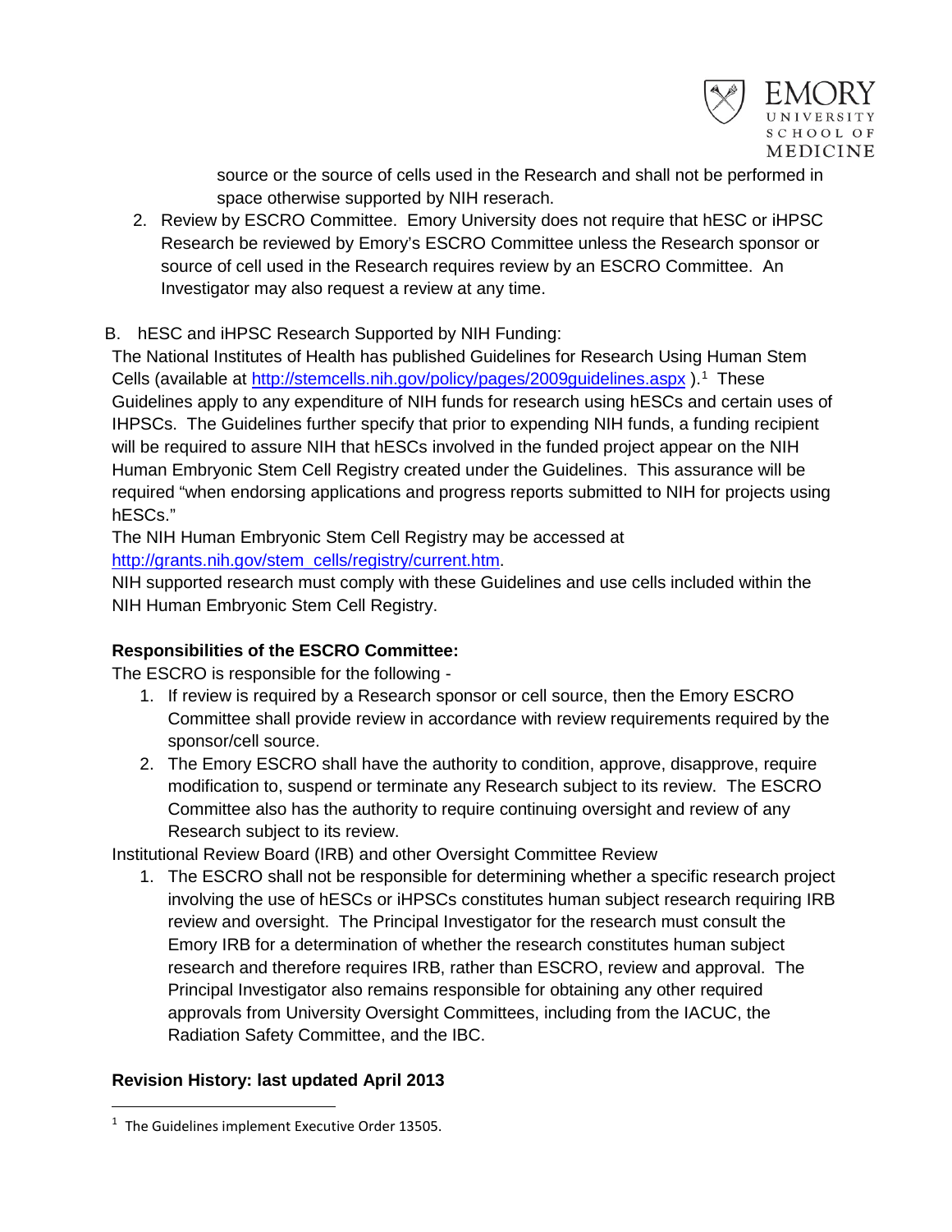source or the source of cells used in the Research and shall not be performed in space otherwise supported by NIH reserach.

2. Review by ESCRO Committee. Emory University does not require that hESC or iHPSC Research be reviewed by Emory's ESCRO Committee unless the Research sponsor or source of cell used in the Research requires review by an ESCRO Committee. An Investigator may also request a review at any time.

B. hESC and iHPSC Research Supported by NIH Funding:

The National Institutes of Health has published Guidelines for Research Using Human Stem Cells (available at http://stemcells.nih.gov/policy/pages/2009guidelines.aspx ).[1] These Guidelines apply to any expenditure of NIH funds for research using hESCs and certain uses of IHPSCs. The Guidelines further specify that prior to expending NIH funds, a funding recipient will be required to assure NIH that hESCs involved in the funded project appear on the NIH Human Embryonic Stem Cell Registry created under the Guidelines. This assurance will be required "when endorsing applications and progress reports submitted to NIH for projects using hESCs."

The NIH Human Embryonic Stem Cell Registry may be accessed at http://grants.nih.gov/stem_cells/registry/current.htm.

NIH supported research must comply with these Guidelines and use cells included within the NIH Human Embryonic Stem Cell Registry.

**Responsibilities of the ESCRO Committee:**

The ESCRO is responsible for the following -

1. If review is required by a Research sponsor or cell source, then the Emory ESCRO Committee shall provide review in accordance with review requirements required by the sponsor/cell source.
2. The Emory ESCRO shall have the authority to condition, approve, disapprove, require modification to, suspend or terminate any Research subject to its review. The ESCRO Committee also has the authority to require continuing oversight and review of any Research subject to its review.

Institutional Review Board (IRB) and other Oversight Committee Review

1. The ESCRO shall not be responsible for determining whether a specific research project involving the use of hESCs or iHPSCs constitutes human subject research requiring IRB review and oversight. The Principal Investigator for the research must consult the Emory IRB for a determination of whether the research constitutes human subject research and therefore requires IRB, rather than ESCRO, review and approval. The Principal Investigator also remains responsible for obtaining any other required approvals from University Oversight Committees, including from the IACUC, the Radiation Safety Committee, and the IBC.

**Revision History: last updated April 2013**

[1] The Guidelines implement Executive Order 13505.